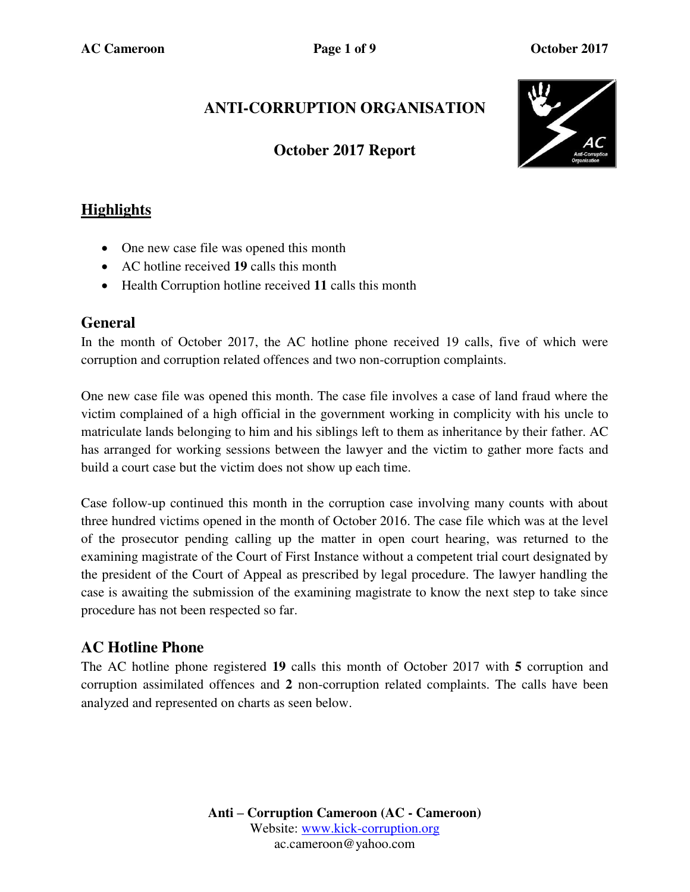# ANTI-CORRUPTION ORGANISATION

## October 2017 Report

## Highlights

- One new case file was opened this month
- AC hotline received **19** calls this month
- Health Corruption hotline received **11** calls this month

## General

In the month of October 2017, the AC hotline phone received 19 calls, five of which were corruption and corruption related offences and two non-corruption complaints.

One new case file was opened this month. The case file involves a case of land fraud where the victim complained of a high official in the government working in complicity with his uncle to matriculate lands belonging to him and his siblings left to them as inheritance by their father. AC has arranged for working sessions between the lawyer and the victim to gather more facts and build a court case but the victim does not show up each time.

Case follow-up continued this month in the corruption case involving many counts with about three hundred victims opened in the month of October 2016. The case file which was at the level of the prosecutor pending calling up the matter in open court hearing, was returned to the examining magistrate of the Court of First Instance without a competent trial court designated by the president of the Court of Appeal as prescribed by legal procedure. The lawyer handling the case is awaiting the submission of the examining magistrate to know the next step to take since procedure has not been respected so far.

## AC Hotline Phone

The AC hotline phone registered **19** calls this month of October 2017 with **5** corruption and corruption assimilated offences and **2** non-corruption related complaints. The calls have been analyzed and represented on charts as seen below.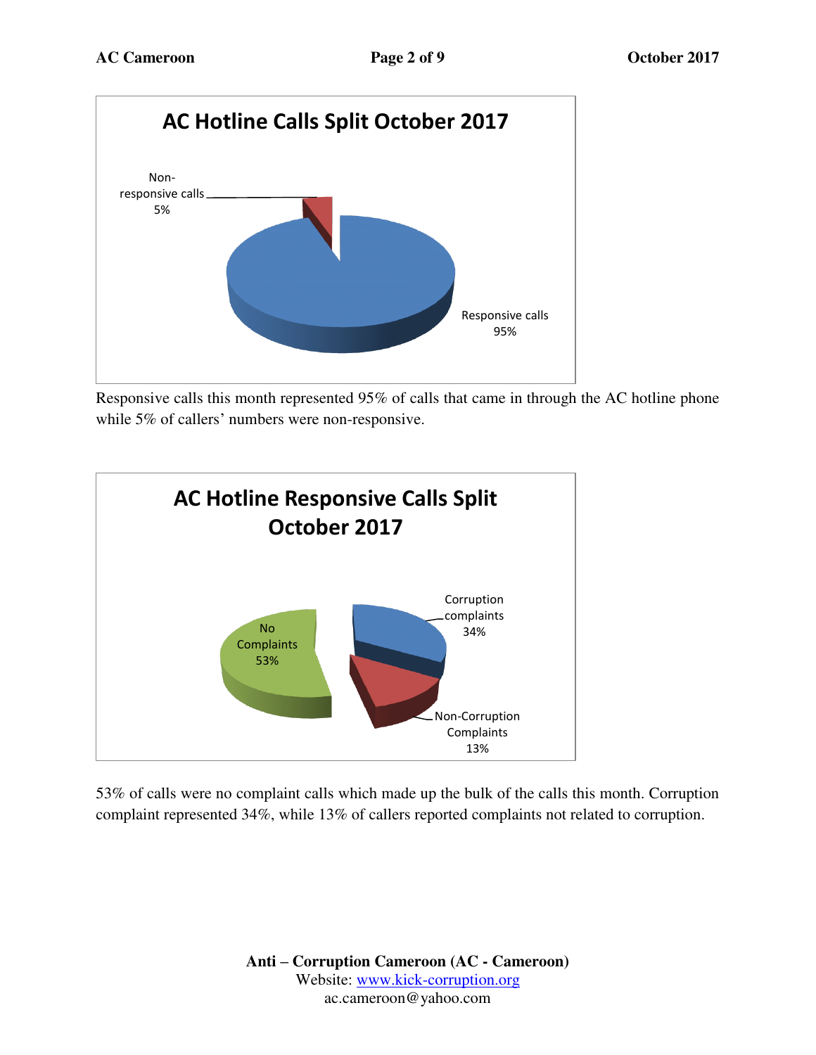**AC Hotline Calls Split October 2017**

Non-responsive calls 5%

Responsive calls 95%

Responsive calls this month represented 95% of calls that came in through the AC hotline phone while 5% of callers' numbers were non-responsive.

**AC Hotline Responsive Calls Split October 2017**

No Complaints 53%

Corruption complaints 34%

Non-Corruption Complaints 13%

53% of calls were no complaint calls which made up the bulk of the calls this month. Corruption complaint represented 34%, while 13% of callers reported complaints not related to corruption.

**Anti – Corruption Cameroon (AC - Cameroon)**
Website: www.kick-corruption.org
ac.cameroon@yahoo.com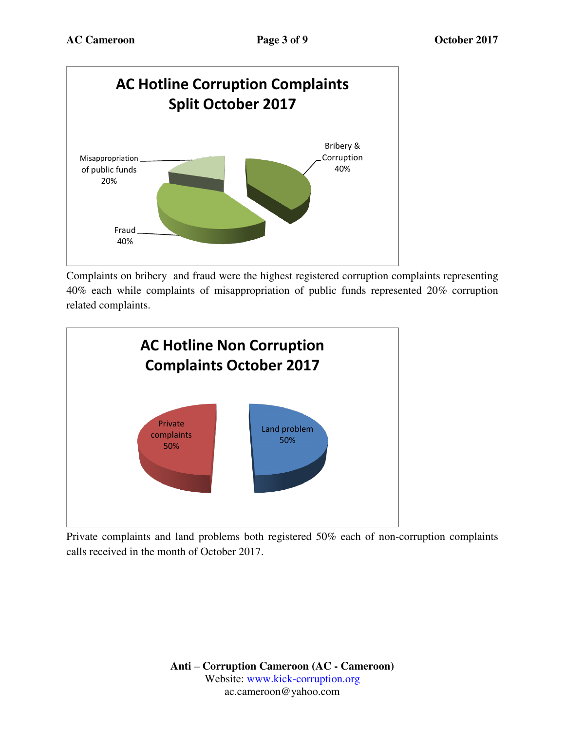**AC Hotline Corruption Complaints Split October 2017**

- Bribery & Corruption 40%
- Fraud 40%
- Misappropriation of public funds 20%

Complaints on bribery and fraud were the highest registered corruption complaints representing 40% each while complaints of misappropriation of public funds represented 20% corruption related complaints.

**AC Hotline Non Corruption Complaints October 2017**

- Private complaints 50%
- Land problem 50%

Private complaints and land problems both registered 50% each of non-corruption complaints calls received in the month of October 2017.

**Anti – Corruption Cameroon (AC - Cameroon)**
Website: www.kick-corruption.org
ac.cameroon@yahoo.com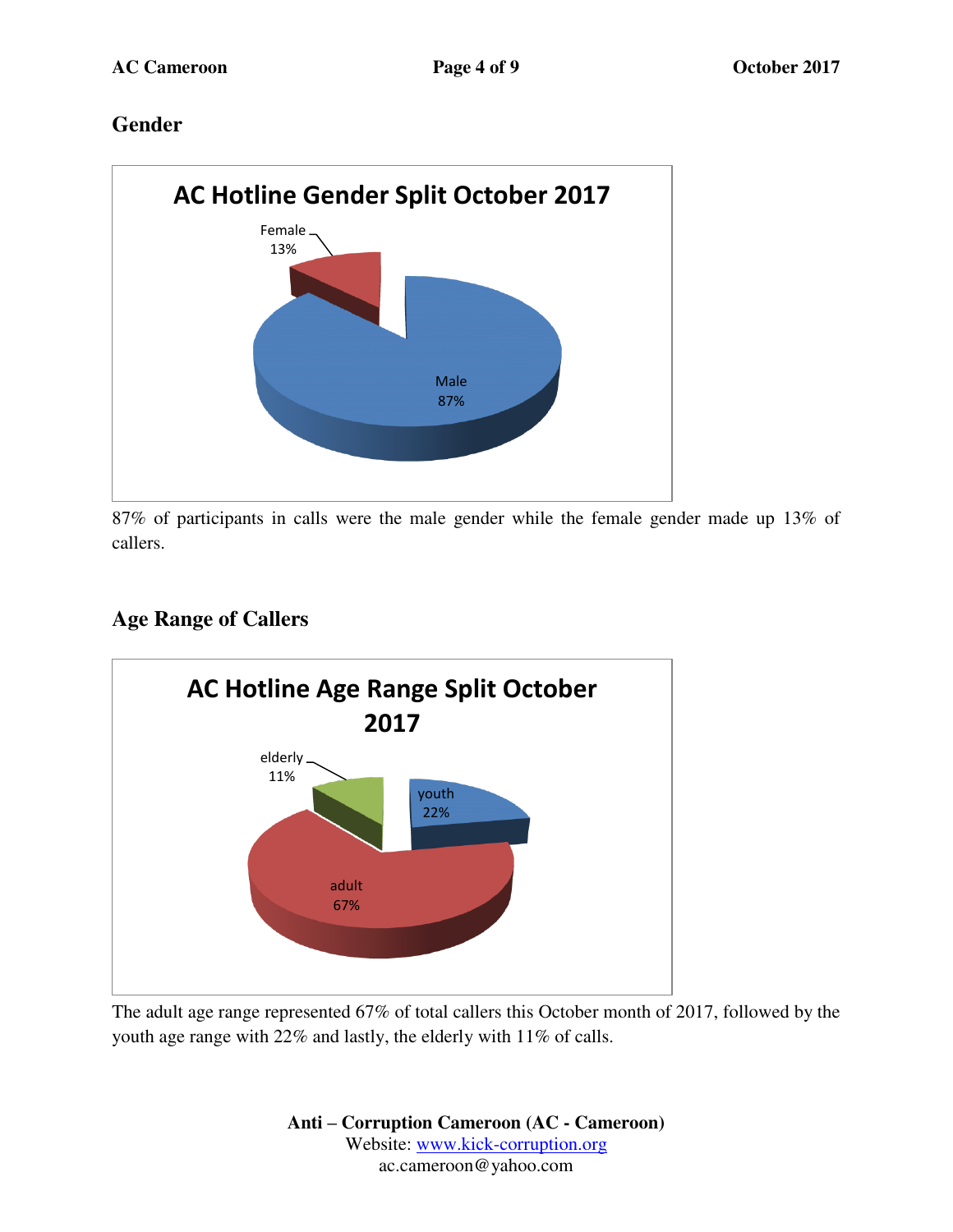## Gender

87% of participants in calls were the male gender while the female gender made up 13% of callers.

## Age Range of Callers

The adult age range represented 67% of total callers this October month of 2017, followed by the youth age range with 22% and lastly, the elderly with 11% of calls.

**Anti – Corruption Cameroon (AC - Cameroon)**
Website: www.kick-corruption.org
ac.cameroon@yahoo.com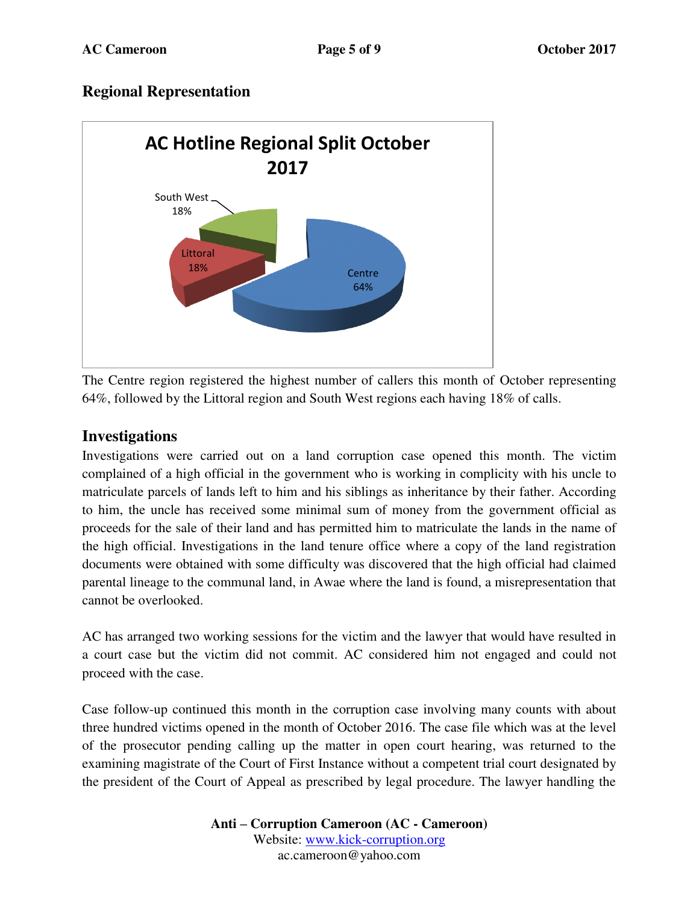## Regional Representation

The Centre region registered the highest number of callers this month of October representing 64%, followed by the Littoral region and South West regions each having 18% of calls.

## Investigations

Investigations were carried out on a land corruption case opened this month. The victim complained of a high official in the government who is working in complicity with his uncle to matriculate parcels of lands left to him and his siblings as inheritance by their father. According to him, the uncle has received some minimal sum of money from the government official as proceeds for the sale of their land and has permitted him to matriculate the lands in the name of the high official. Investigations in the land tenure office where a copy of the land registration documents were obtained with some difficulty was discovered that the high official had claimed parental lineage to the communal land, in Awae where the land is found, a misrepresentation that cannot be overlooked.

AC has arranged two working sessions for the victim and the lawyer that would have resulted in a court case but the victim did not commit. AC considered him not engaged and could not proceed with the case.

Case follow-up continued this month in the corruption case involving many counts with about three hundred victims opened in the month of October 2016. The case file which was at the level of the prosecutor pending calling up the matter in open court hearing, was returned to the examining magistrate of the Court of First Instance without a competent trial court designated by the president of the Court of Appeal as prescribed by legal procedure. The lawyer handling the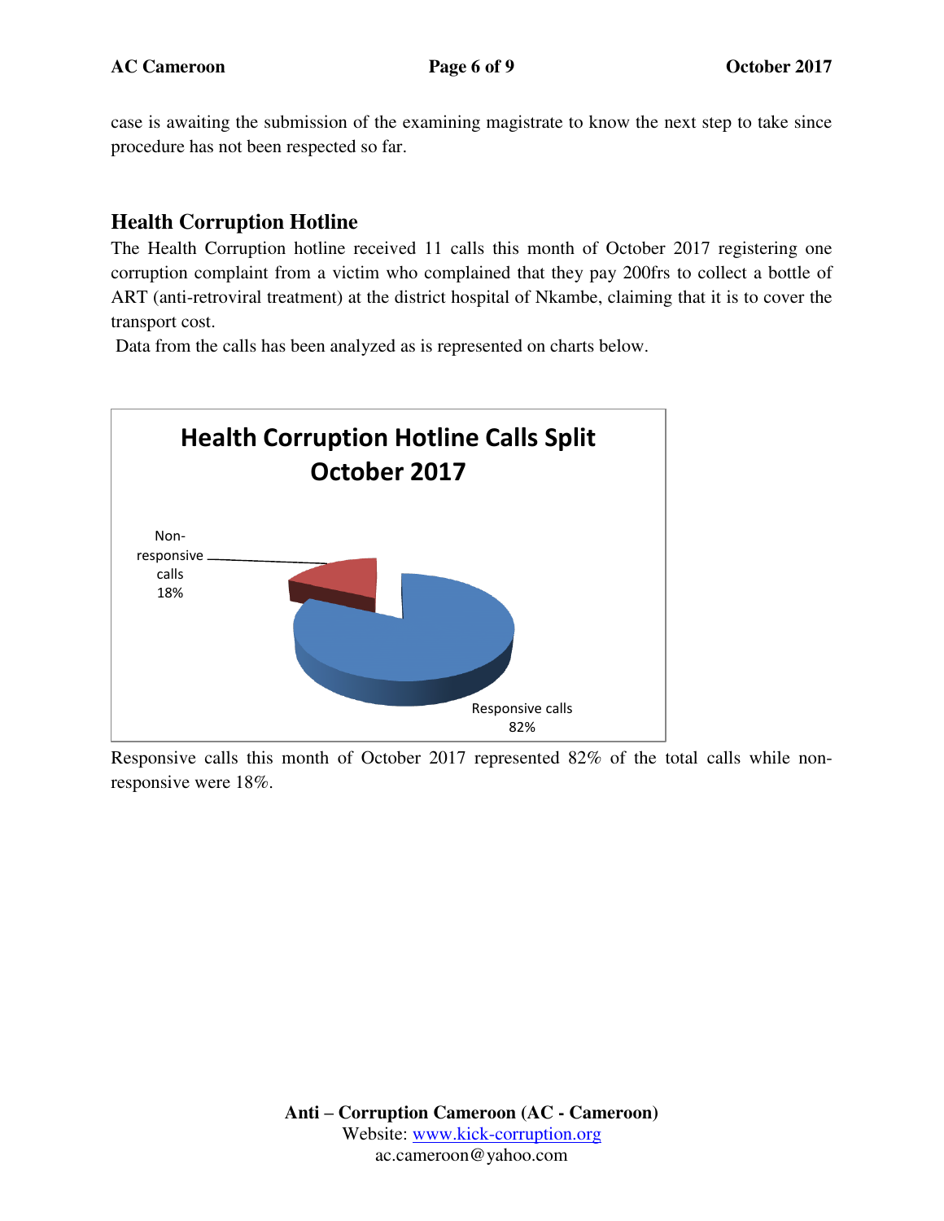case is awaiting the submission of the examining magistrate to know the next step to take since procedure has not been respected so far.

## Health Corruption Hotline

The Health Corruption hotline received 11 calls this month of October 2017 registering one corruption complaint from a victim who complained that they pay 200frs to collect a bottle of ART (anti-retroviral treatment) at the district hospital of Nkambe, claiming that it is to cover the transport cost.

Data from the calls has been analyzed as is represented on charts below.

**Health Corruption Hotline Calls Split October 2017**

Non-responsive calls 18%

Responsive calls 82%

Responsive calls this month of October 2017 represented 82% of the total calls while non-responsive were 18%.

**Anti – Corruption Cameroon (AC - Cameroon)**
Website: www.kick-corruption.org
ac.cameroon@yahoo.com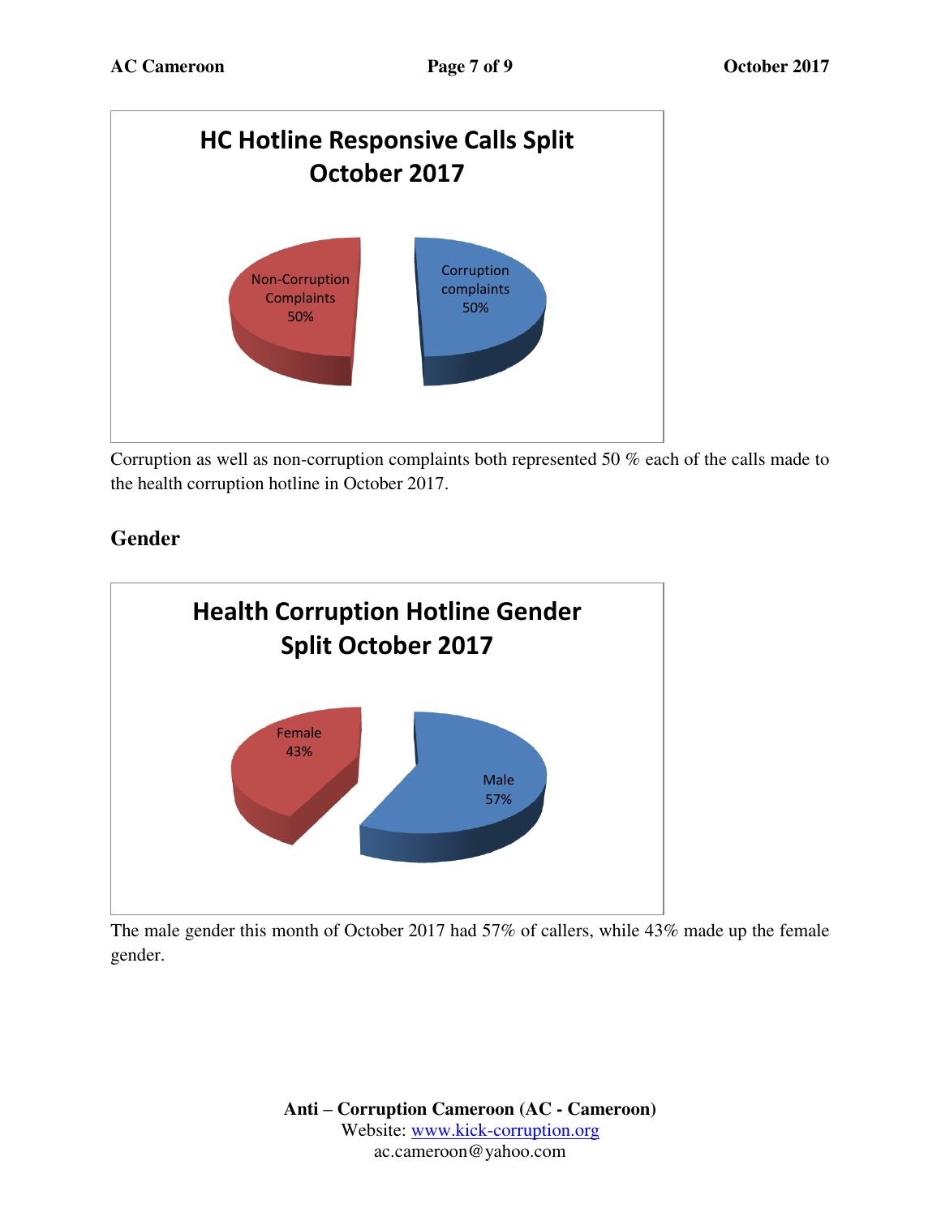**HC Hotline Responsive Calls Split October 2017**

| Category | Share |
|---|---|
| Non-Corruption Complaints | 50% |
| Corruption complaints | 50% |

Corruption as well as non-corruption complaints both represented 50 % each of the calls made to the health corruption hotline in October 2017.

## Gender

**Health Corruption Hotline Gender Split October 2017**

| Gender | Share |
|---|---|
| Female | 43% |
| Male | 57% |

The male gender this month of October 2017 had 57% of callers, while 43% made up the female gender.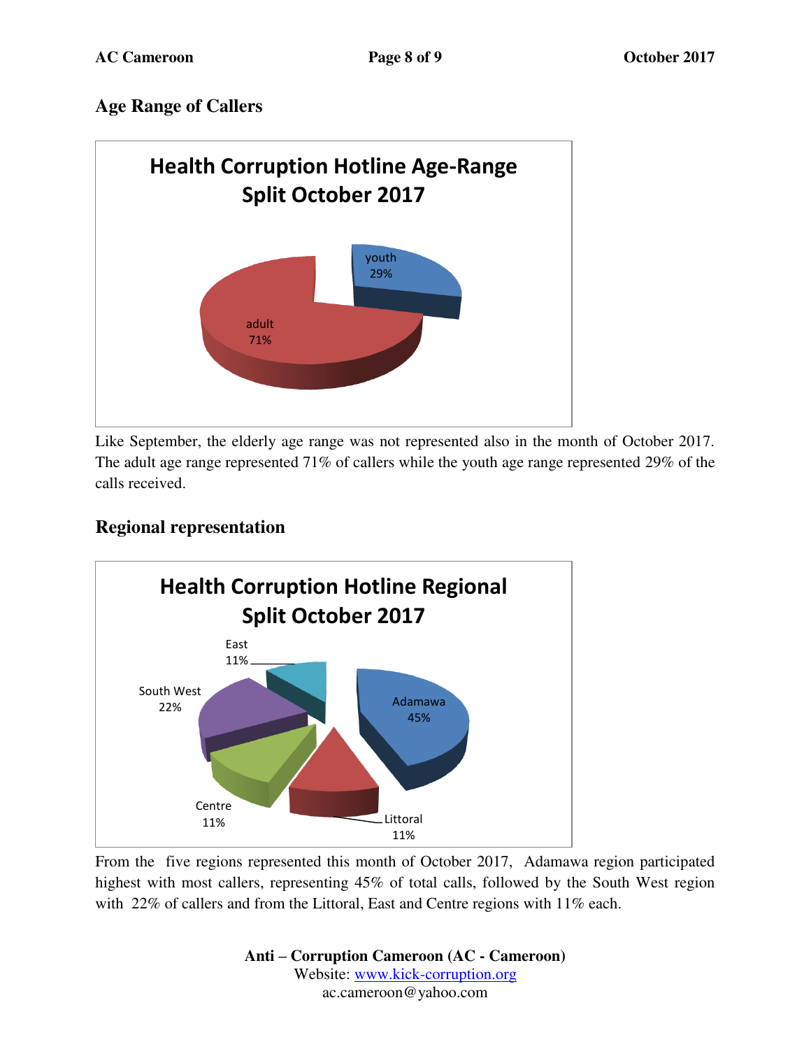## Age Range of Callers

Like September, the elderly age range was not represented also in the month of October 2017. The adult age range represented 71% of callers while the youth age range represented 29% of the calls received.

## Regional representation

From the five regions represented this month of October 2017, Adamawa region participated highest with most callers, representing 45% of total calls, followed by the South West region with 22% of callers and from the Littoral, East and Centre regions with 11% each.

**Anti – Corruption Cameroon (AC - Cameroon)**
Website: www.kick-corruption.org
ac.cameroon@yahoo.com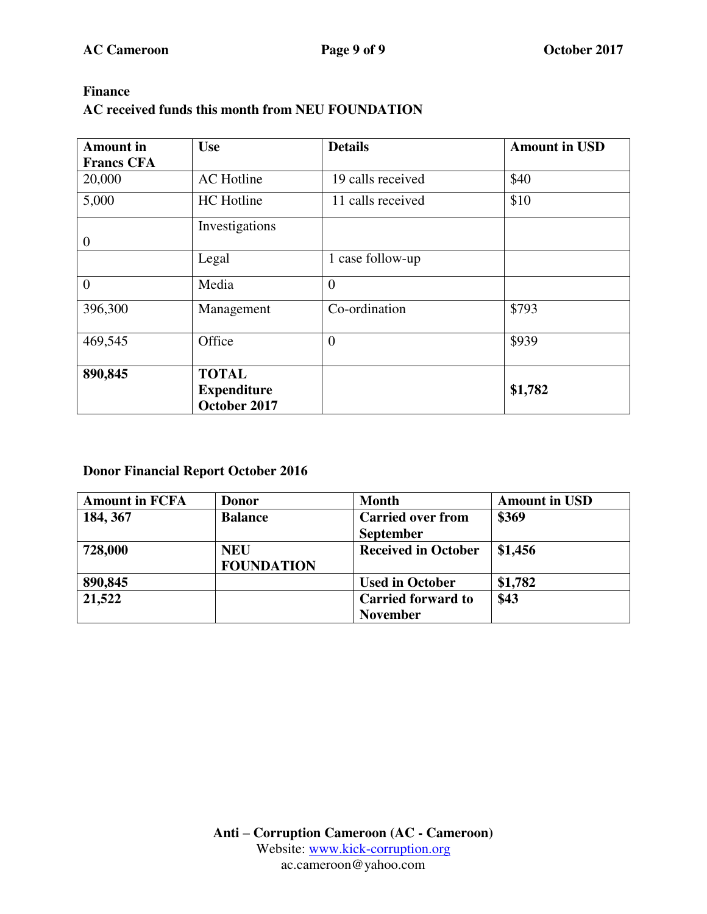**Finance**

**AC received funds this month from NEU FOUNDATION**

| Amount in Francs CFA | Use | Details | Amount in USD |
|---|---|---|---|
| 20,000 | AC Hotline | 19 calls received | $40 |
| 5,000 | HC Hotline | 11 calls received | $10 |
| 0 | Investigations | | |
| | Legal | 1 case follow-up | |
| 0 | Media | 0 | |
| 396,300 | Management | Co-ordination | $793 |
| 469,545 | Office | 0 | $939 |
| **890,845** | **TOTAL Expenditure October 2017** | | **$1,782** |

**Donor Financial Report October 2016**

| Amount in FCFA | Donor | Month | Amount in USD |
|---|---|---|---|
| **184, 367** | **Balance** | **Carried over from September** | **$369** |
| **728,000** | **NEU FOUNDATION** | **Received in October** | **$1,456** |
| **890,845** | | **Used in October** | **$1,782** |
| **21,522** | | **Carried forward to November** | **$43** |

**Anti – Corruption Cameroon (AC - Cameroon)**
Website: www.kick-corruption.org
ac.cameroon@yahoo.com